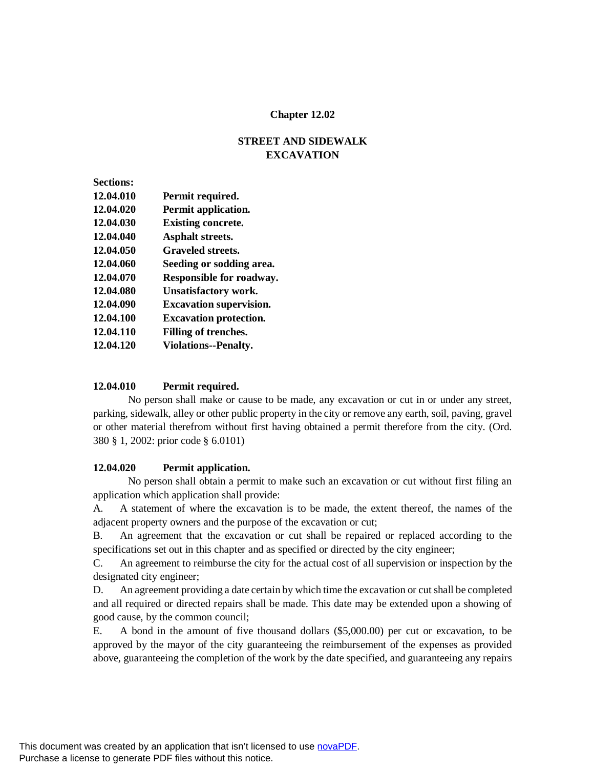# Chapter 12.02

## STREET AND SIDEWALK EXCAVATION

**Sections:**

**12.04.010 Permit required.**
**12.04.020 Permit application.**
**12.04.030 Existing concrete.**
**12.04.040 Asphalt streets.**
**12.04.050 Graveled streets.**
**12.04.060 Seeding or sodding area.**
**12.04.070 Responsible for roadway.**
**12.04.080 Unsatisfactory work.**
**12.04.090 Excavation supervision.**
**12.04.100 Excavation protection.**
**12.04.110 Filling of trenches.**
**12.04.120 Violations--Penalty.**

### 12.04.010 Permit required.

No person shall make or cause to be made, any excavation or cut in or under any street, parking, sidewalk, alley or other public property in the city or remove any earth, soil, paving, gravel or other material therefrom without first having obtained a permit therefore from the city. (Ord. 380 § 1, 2002: prior code § 6.0101)

### 12.04.020 Permit application.

No person shall obtain a permit to make such an excavation or cut without first filing an application which application shall provide:

A. A statement of where the excavation is to be made, the extent thereof, the names of the adjacent property owners and the purpose of the excavation or cut;

B. An agreement that the excavation or cut shall be repaired or replaced according to the specifications set out in this chapter and as specified or directed by the city engineer;

C. An agreement to reimburse the city for the actual cost of all supervision or inspection by the designated city engineer;

D. An agreement providing a date certain by which time the excavation or cut shall be completed and all required or directed repairs shall be made. This date may be extended upon a showing of good cause, by the common council;

E. A bond in the amount of five thousand dollars ($5,000.00) per cut or excavation, to be approved by the mayor of the city guaranteeing the reimbursement of the expenses as provided above, guaranteeing the completion of the work by the date specified, and guaranteeing any repairs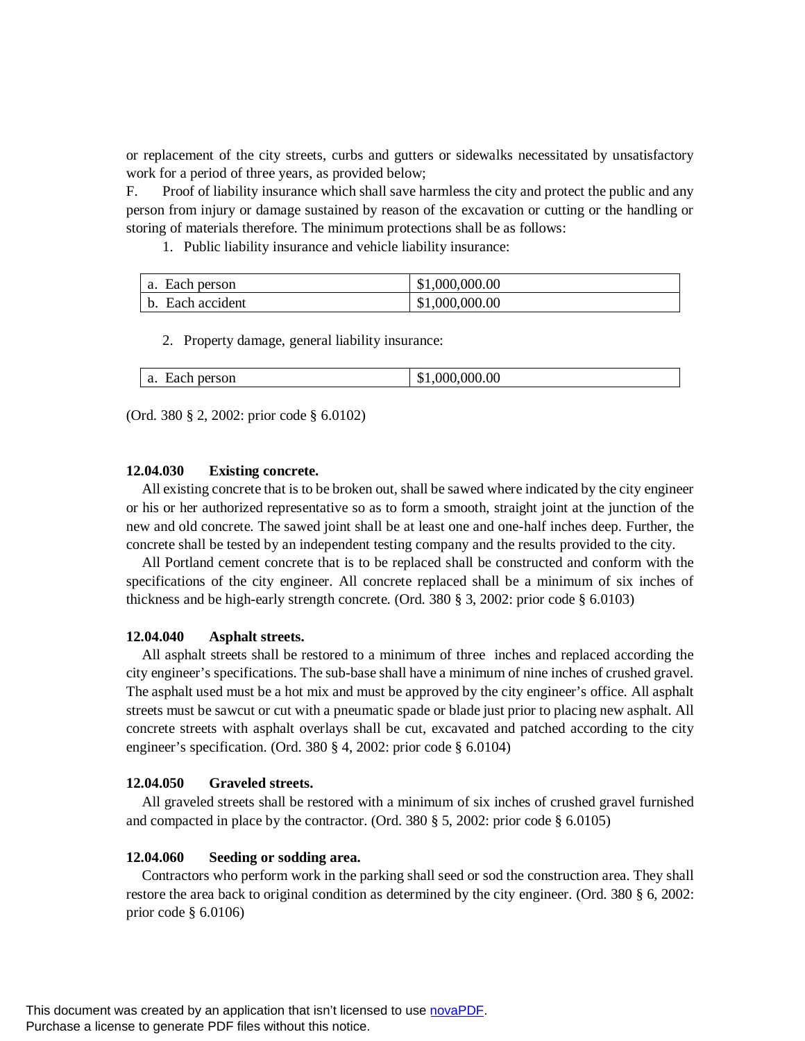or replacement of the city streets, curbs and gutters or sidewalks necessitated by unsatisfactory work for a period of three years, as provided below;

F. Proof of liability insurance which shall save harmless the city and protect the public and any person from injury or damage sustained by reason of the excavation or cutting or the handling or storing of materials therefore. The minimum protections shall be as follows:

1. Public liability insurance and vehicle liability insurance:

| | |
|---|---|
| a. Each person | $1,000,000.00 |
| b. Each accident | $1,000,000.00 |

2. Property damage, general liability insurance:

| | |
|---|---|
| a. Each person | $1,000,000.00 |

(Ord. 380 § 2, 2002: prior code § 6.0102)

**12.04.030 Existing concrete.**

All existing concrete that is to be broken out, shall be sawed where indicated by the city engineer or his or her authorized representative so as to form a smooth, straight joint at the junction of the new and old concrete. The sawed joint shall be at least one and one-half inches deep. Further, the concrete shall be tested by an independent testing company and the results provided to the city.

All Portland cement concrete that is to be replaced shall be constructed and conform with the specifications of the city engineer. All concrete replaced shall be a minimum of six inches of thickness and be high-early strength concrete. (Ord. 380 § 3, 2002: prior code § 6.0103)

**12.04.040 Asphalt streets.**

All asphalt streets shall be restored to a minimum of three inches and replaced according the city engineer's specifications. The sub-base shall have a minimum of nine inches of crushed gravel. The asphalt used must be a hot mix and must be approved by the city engineer's office. All asphalt streets must be sawcut or cut with a pneumatic spade or blade just prior to placing new asphalt. All concrete streets with asphalt overlays shall be cut, excavated and patched according to the city engineer's specification. (Ord. 380 § 4, 2002: prior code § 6.0104)

**12.04.050 Graveled streets.**

All graveled streets shall be restored with a minimum of six inches of crushed gravel furnished and compacted in place by the contractor. (Ord. 380 § 5, 2002: prior code § 6.0105)

**12.04.060 Seeding or sodding area.**

Contractors who perform work in the parking shall seed or sod the construction area. They shall restore the area back to original condition as determined by the city engineer. (Ord. 380 § 6, 2002: prior code § 6.0106)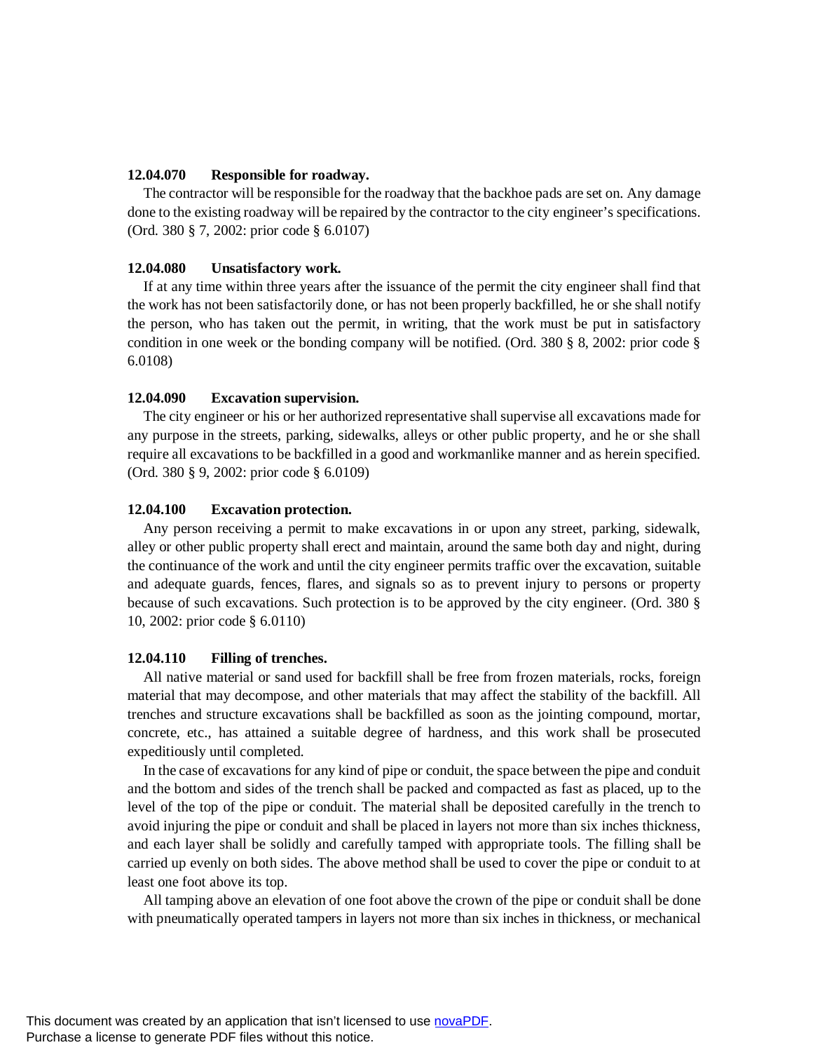**12.04.070 Responsible for roadway.**

The contractor will be responsible for the roadway that the backhoe pads are set on. Any damage done to the existing roadway will be repaired by the contractor to the city engineer's specifications. (Ord. 380 § 7, 2002: prior code § 6.0107)

**12.04.080 Unsatisfactory work.**

If at any time within three years after the issuance of the permit the city engineer shall find that the work has not been satisfactorily done, or has not been properly backfilled, he or she shall notify the person, who has taken out the permit, in writing, that the work must be put in satisfactory condition in one week or the bonding company will be notified. (Ord. 380 § 8, 2002: prior code § 6.0108)

**12.04.090 Excavation supervision.**

The city engineer or his or her authorized representative shall supervise all excavations made for any purpose in the streets, parking, sidewalks, alleys or other public property, and he or she shall require all excavations to be backfilled in a good and workmanlike manner and as herein specified. (Ord. 380 § 9, 2002: prior code § 6.0109)

**12.04.100 Excavation protection.**

Any person receiving a permit to make excavations in or upon any street, parking, sidewalk, alley or other public property shall erect and maintain, around the same both day and night, during the continuance of the work and until the city engineer permits traffic over the excavation, suitable and adequate guards, fences, flares, and signals so as to prevent injury to persons or property because of such excavations. Such protection is to be approved by the city engineer. (Ord. 380 § 10, 2002: prior code § 6.0110)

**12.04.110 Filling of trenches.**

All native material or sand used for backfill shall be free from frozen materials, rocks, foreign material that may decompose, and other materials that may affect the stability of the backfill. All trenches and structure excavations shall be backfilled as soon as the jointing compound, mortar, concrete, etc., has attained a suitable degree of hardness, and this work shall be prosecuted expeditiously until completed.

In the case of excavations for any kind of pipe or conduit, the space between the pipe and conduit and the bottom and sides of the trench shall be packed and compacted as fast as placed, up to the level of the top of the pipe or conduit. The material shall be deposited carefully in the trench to avoid injuring the pipe or conduit and shall be placed in layers not more than six inches thickness, and each layer shall be solidly and carefully tamped with appropriate tools. The filling shall be carried up evenly on both sides. The above method shall be used to cover the pipe or conduit to at least one foot above its top.

All tamping above an elevation of one foot above the crown of the pipe or conduit shall be done with pneumatically operated tampers in layers not more than six inches in thickness, or mechanical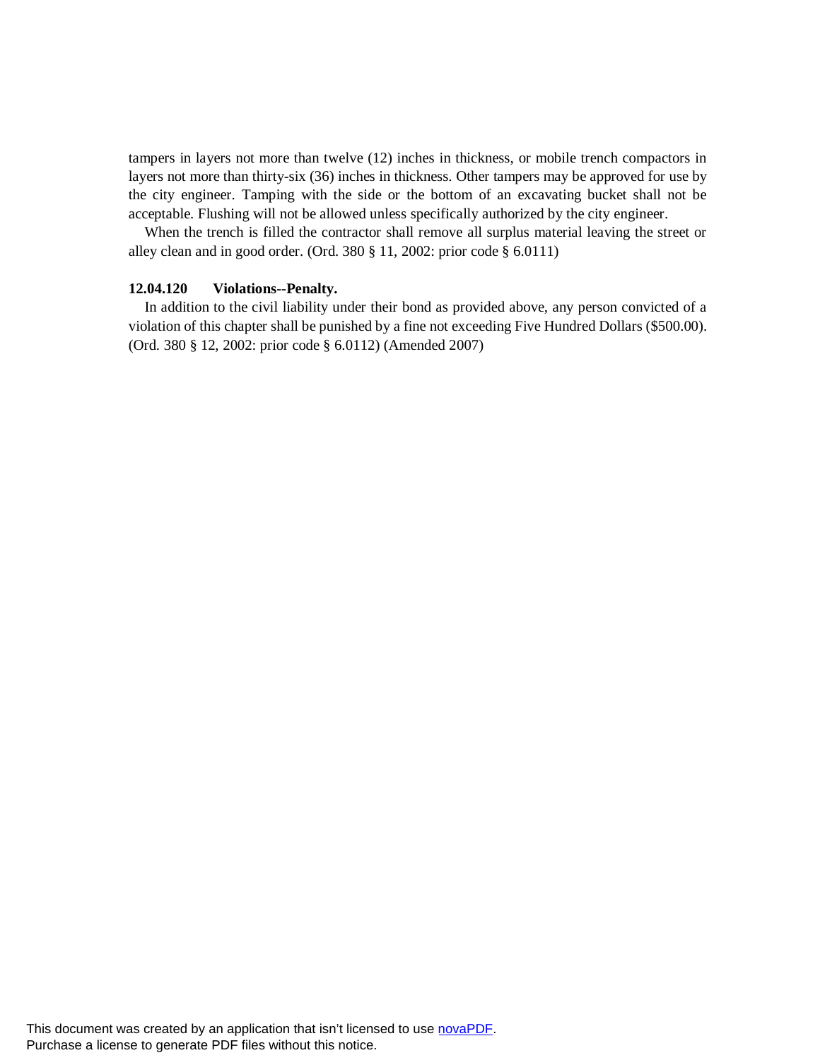tampers in layers not more than twelve (12) inches in thickness, or mobile trench compactors in layers not more than thirty-six (36) inches in thickness. Other tampers may be approved for use by the city engineer. Tamping with the side or the bottom of an excavating bucket shall not be acceptable. Flushing will not be allowed unless specifically authorized by the city engineer.

When the trench is filled the contractor shall remove all surplus material leaving the street or alley clean and in good order. (Ord. 380 § 11, 2002: prior code § 6.0111)

**12.04.120 Violations--Penalty.**

In addition to the civil liability under their bond as provided above, any person convicted of a violation of this chapter shall be punished by a fine not exceeding Five Hundred Dollars ($500.00). (Ord. 380 § 12, 2002: prior code § 6.0112) (Amended 2007)

This document was created by an application that isn't licensed to use novaPDF.
Purchase a license to generate PDF files without this notice.